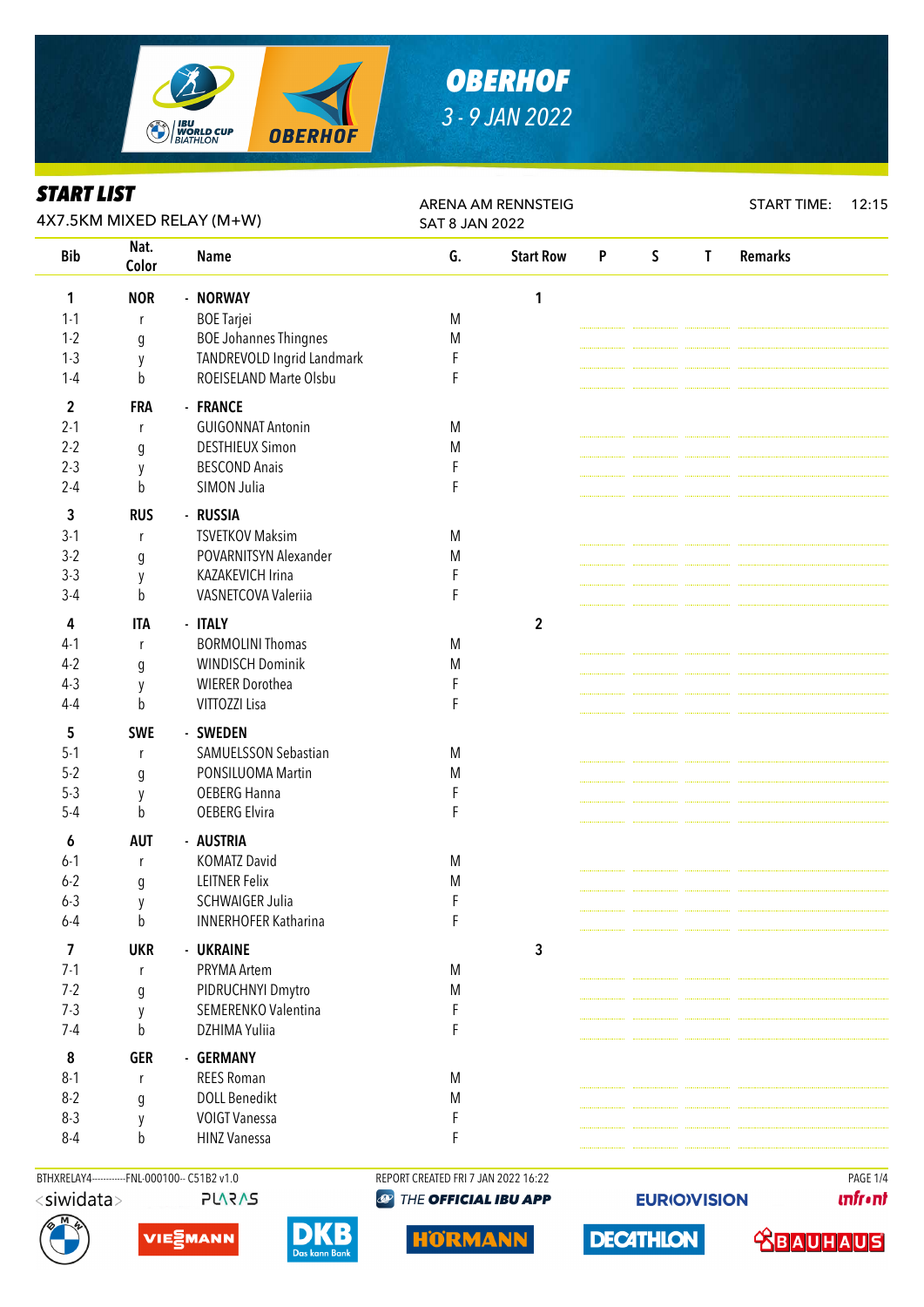# OBERHOF

3 - 9 JAN 2022

## START LIST

4X7.5KM MIXED RELAY (M+W)

ARENA AM RENNSTEIG
SAT 8 JAN 2022

START TIME: 12:15

| Bib | Nat. Color | Name | G. | Start Row | P | S | T | Remarks |
|---|---|---|---|---|---|---|---|---|
| **1** | **NOR** | **- NORWAY** | | **1** | | | | |
| 1-1 | r | BOE Tarjei | M | | | | | |
| 1-2 | g | BOE Johannes Thingnes | M | | | | | |
| 1-3 | y | TANDREVOLD Ingrid Landmark | F | | | | | |
| 1-4 | b | ROEISELAND Marte Olsbu | F | | | | | |
| **2** | **FRA** | **- FRANCE** | | | | | | |
| 2-1 | r | GUIGONNAT Antonin | M | | | | | |
| 2-2 | g | DESTHIEUX Simon | M | | | | | |
| 2-3 | y | BESCOND Anais | F | | | | | |
| 2-4 | b | SIMON Julia | F | | | | | |
| **3** | **RUS** | **- RUSSIA** | | | | | | |
| 3-1 | r | TSVETKOV Maksim | M | | | | | |
| 3-2 | g | POVARNITSYN Alexander | M | | | | | |
| 3-3 | y | KAZAKEVICH Irina | F | | | | | |
| 3-4 | b | VASNETCOVA Valeriia | F | | | | | |
| **4** | **ITA** | **- ITALY** | | **2** | | | | |
| 4-1 | r | BORMOLINI Thomas | M | | | | | |
| 4-2 | g | WINDISCH Dominik | M | | | | | |
| 4-3 | y | WIERER Dorothea | F | | | | | |
| 4-4 | b | VITTOZZI Lisa | F | | | | | |
| **5** | **SWE** | **- SWEDEN** | | | | | | |
| 5-1 | r | SAMUELSSON Sebastian | M | | | | | |
| 5-2 | g | PONSILUOMA Martin | M | | | | | |
| 5-3 | y | OEBERG Hanna | F | | | | | |
| 5-4 | b | OEBERG Elvira | F | | | | | |
| **6** | **AUT** | **- AUSTRIA** | | | | | | |
| 6-1 | r | KOMATZ David | M | | | | | |
| 6-2 | g | LEITNER Felix | M | | | | | |
| 6-3 | y | SCHWAIGER Julia | F | | | | | |
| 6-4 | b | INNERHOFER Katharina | F | | | | | |
| **7** | **UKR** | **- UKRAINE** | | **3** | | | | |
| 7-1 | r | PRYMA Artem | M | | | | | |
| 7-2 | g | PIDRUCHNYI Dmytro | M | | | | | |
| 7-3 | y | SEMERENKO Valentina | F | | | | | |
| 7-4 | b | DZHIMA Yuliia | F | | | | | |
| **8** | **GER** | **- GERMANY** | | | | | | |
| 8-1 | r | REES Roman | M | | | | | |
| 8-2 | g | DOLL Benedikt | M | | | | | |
| 8-3 | y | VOIGT Vanessa | F | | | | | |
| 8-4 | b | HINZ Vanessa | F | | | | | |

BTHXRELAY4-----------FNL-000100-- C51B2 v1.0    REPORT CREATED FRI 7 JAN 2022 16:22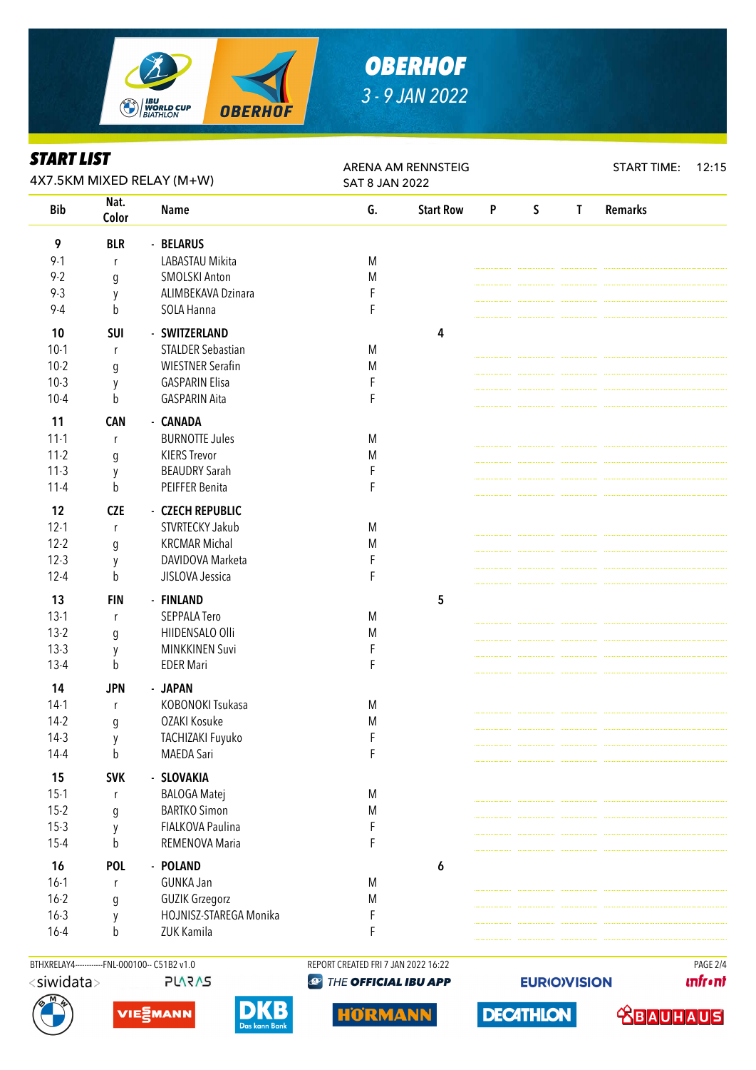# OBERHOF

3 - 9 JAN 2022

## START LIST

4X7.5KM MIXED RELAY (M+W)

ARENA AM RENNSTEIG
SAT 8 JAN 2022

START TIME: 12:15

| Bib | Nat. Color | Name | G. | Start Row | P | S | T | Remarks |
|---|---|---|---|---|---|---|---|---|
| **9** | **BLR** | **- BELARUS** | | | | | | |
| 9-1 | r | LABASTAU Mikita | M | | | | | |
| 9-2 | g | SMOLSKI Anton | M | | | | | |
| 9-3 | y | ALIMBEKAVA Dzinara | F | | | | | |
| 9-4 | b | SOLA Hanna | F | | | | | |
| **10** | **SUI** | **- SWITZERLAND** | | 4 | | | | |
| 10-1 | r | STALDER Sebastian | M | | | | | |
| 10-2 | g | WIESTNER Serafin | M | | | | | |
| 10-3 | y | GASPARIN Elisa | F | | | | | |
| 10-4 | b | GASPARIN Aita | F | | | | | |
| **11** | **CAN** | **- CANADA** | | | | | | |
| 11-1 | r | BURNOTTE Jules | M | | | | | |
| 11-2 | g | KIERS Trevor | M | | | | | |
| 11-3 | y | BEAUDRY Sarah | F | | | | | |
| 11-4 | b | PEIFFER Benita | F | | | | | |
| **12** | **CZE** | **- CZECH REPUBLIC** | | | | | | |
| 12-1 | r | STVRTECKY Jakub | M | | | | | |
| 12-2 | g | KRCMAR Michal | M | | | | | |
| 12-3 | y | DAVIDOVA Marketa | F | | | | | |
| 12-4 | b | JISLOVA Jessica | F | | | | | |
| **13** | **FIN** | **- FINLAND** | | 5 | | | | |
| 13-1 | r | SEPPALA Tero | M | | | | | |
| 13-2 | g | HIIDENSALO Olli | M | | | | | |
| 13-3 | y | MINKKINEN Suvi | F | | | | | |
| 13-4 | b | EDER Mari | F | | | | | |
| **14** | **JPN** | **- JAPAN** | | | | | | |
| 14-1 | r | KOBONOKI Tsukasa | M | | | | | |
| 14-2 | g | OZAKI Kosuke | M | | | | | |
| 14-3 | y | TACHIZAKI Fuyuko | F | | | | | |
| 14-4 | b | MAEDA Sari | F | | | | | |
| **15** | **SVK** | **- SLOVAKIA** | | | | | | |
| 15-1 | r | BALOGA Matej | M | | | | | |
| 15-2 | g | BARTKO Simon | M | | | | | |
| 15-3 | y | FIALKOVA Paulina | F | | | | | |
| 15-4 | b | REMENOVA Maria | F | | | | | |
| **16** | **POL** | **- POLAND** | | 6 | | | | |
| 16-1 | r | GUNKA Jan | M | | | | | |
| 16-2 | g | GUZIK Grzegorz | M | | | | | |
| 16-3 | y | HOJNISZ-STAREGA Monika | F | | | | | |
| 16-4 | b | ZUK Kamila | F | | | | | |

BTHXRELAY4-----------FNL-000100-- C51B2 v1.0 REPORT CREATED FRI 7 JAN 2022 16:22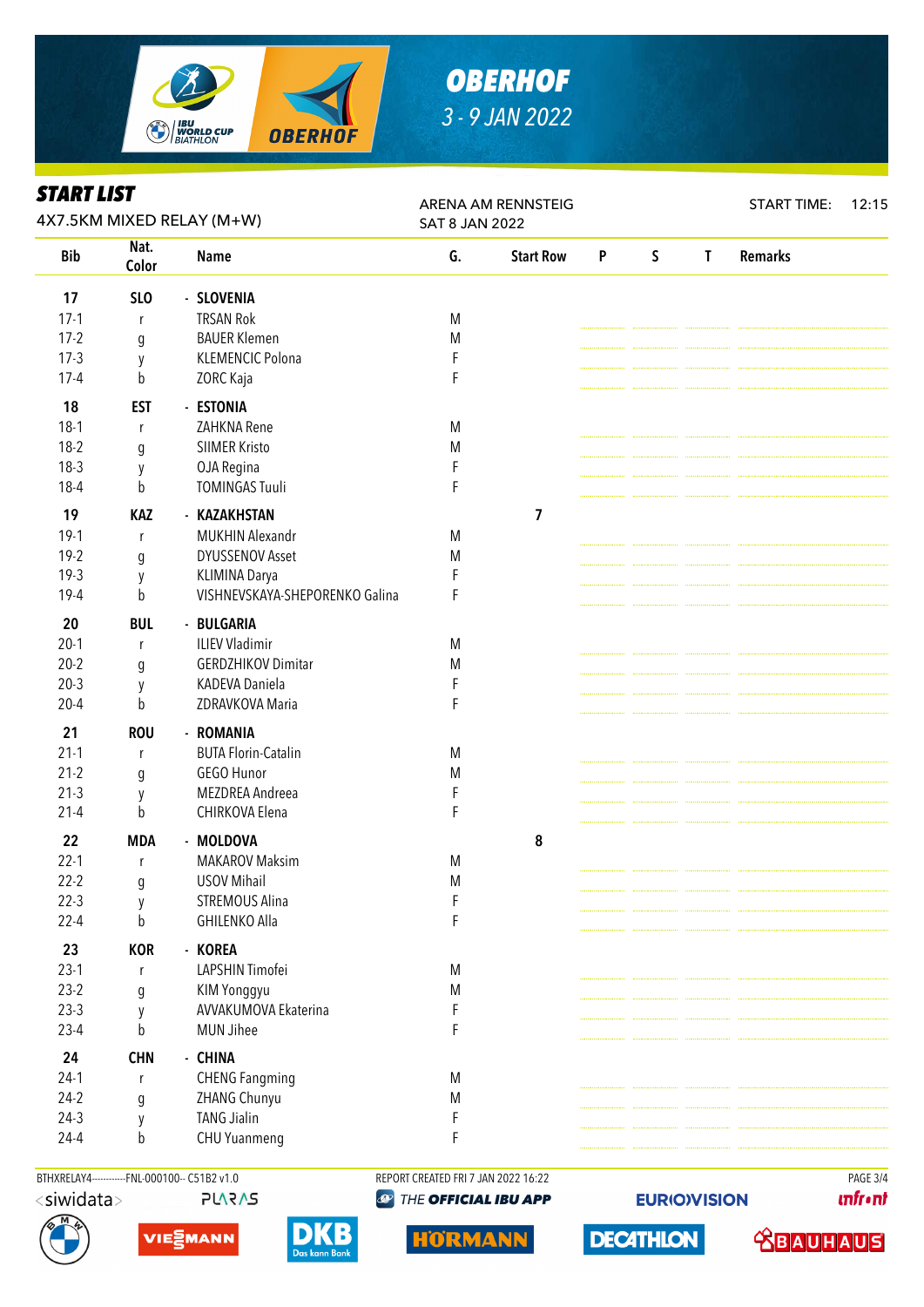# OBERHOF

3 - 9 JAN 2022

## START LIST

4X7.5KM MIXED RELAY (M+W)

ARENA AM RENNSTEIG
SAT 8 JAN 2022

START TIME: 12:15

| Bib | Nat. Color | Name | G. | Start Row | P | S | T | Remarks |
|---|---|---|---|---|---|---|---|---|
| **17** | **SLO** | **- SLOVENIA** | | | | | | |
| 17-1 | r | TRSAN Rok | M | | | | | |
| 17-2 | g | BAUER Klemen | M | | | | | |
| 17-3 | y | KLEMENCIC Polona | F | | | | | |
| 17-4 | b | ZORC Kaja | F | | | | | |
| **18** | **EST** | **- ESTONIA** | | | | | | |
| 18-1 | r | ZAHKNA Rene | M | | | | | |
| 18-2 | g | SIIMER Kristo | M | | | | | |
| 18-3 | y | OJA Regina | F | | | | | |
| 18-4 | b | TOMINGAS Tuuli | F | | | | | |
| **19** | **KAZ** | **- KAZAKHSTAN** | | **7** | | | | |
| 19-1 | r | MUKHIN Alexandr | M | | | | | |
| 19-2 | g | DYUSSENOV Asset | M | | | | | |
| 19-3 | y | KLIMINA Darya | F | | | | | |
| 19-4 | b | VISHNEVSKAYA-SHEPORENKO Galina | F | | | | | |
| **20** | **BUL** | **- BULGARIA** | | | | | | |
| 20-1 | r | ILIEV Vladimir | M | | | | | |
| 20-2 | g | GERDZHIKOV Dimitar | M | | | | | |
| 20-3 | y | KADEVA Daniela | F | | | | | |
| 20-4 | b | ZDRAVKOVA Maria | F | | | | | |
| **21** | **ROU** | **- ROMANIA** | | | | | | |
| 21-1 | r | BUTA Florin-Catalin | M | | | | | |
| 21-2 | g | GEGO Hunor | M | | | | | |
| 21-3 | y | MEZDREA Andreea | F | | | | | |
| 21-4 | b | CHIRKOVA Elena | F | | | | | |
| **22** | **MDA** | **- MOLDOVA** | | **8** | | | | |
| 22-1 | r | MAKAROV Maksim | M | | | | | |
| 22-2 | g | USOV Mihail | M | | | | | |
| 22-3 | y | STREMOUS Alina | F | | | | | |
| 22-4 | b | GHILENKO Alla | F | | | | | |
| **23** | **KOR** | **- KOREA** | | | | | | |
| 23-1 | r | LAPSHIN Timofei | M | | | | | |
| 23-2 | g | KIM Yonggyu | M | | | | | |
| 23-3 | y | AVVAKUMOVA Ekaterina | F | | | | | |
| 23-4 | b | MUN Jihee | F | | | | | |
| **24** | **CHN** | **- CHINA** | | | | | | |
| 24-1 | r | CHENG Fangming | M | | | | | |
| 24-2 | g | ZHANG Chunyu | M | | | | | |
| 24-3 | y | TANG Jialin | F | | | | | |
| 24-4 | b | CHU Yuanmeng | F | | | | | |

BTHXRELAY4-----------FNL-000100-- C51B2 v1.0 REPORT CREATED FRI 7 JAN 2022 16:22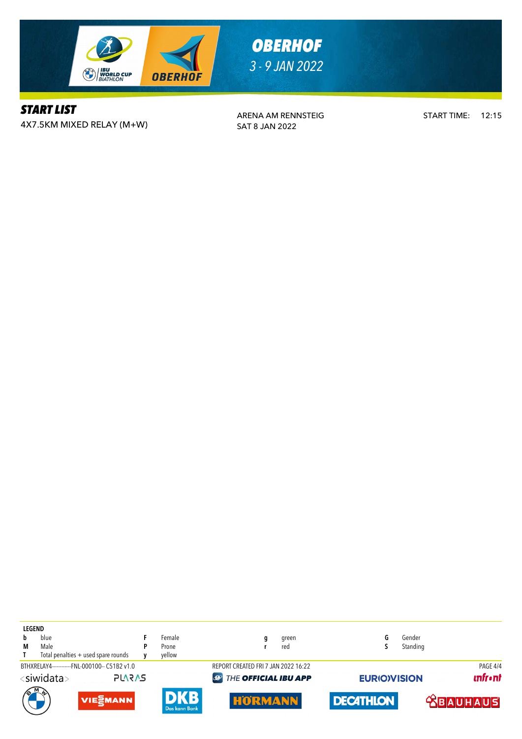# OBERHOF

*3 - 9 JAN 2022*

## START LIST

4X7.5KM MIXED RELAY (M+W)

ARENA AM RENNSTEIG
SAT 8 JAN 2022

START TIME: 12:15

**LEGEND**

| | | | | | | | |
|---|---|---|---|---|---|---|---|
| **b** | blue | **F** | Female | **g** | green | **G** | Gender |
| **M** | Male | **P** | Prone | **r** | red | **S** | Standing |
| **T** | Total penalties + used spare rounds | **y** | yellow | | | | |

BTHXRELAY4-----------FNL-000100-- C51B2 v1.0

REPORT CREATED FRI 7 JAN 2022 16:22